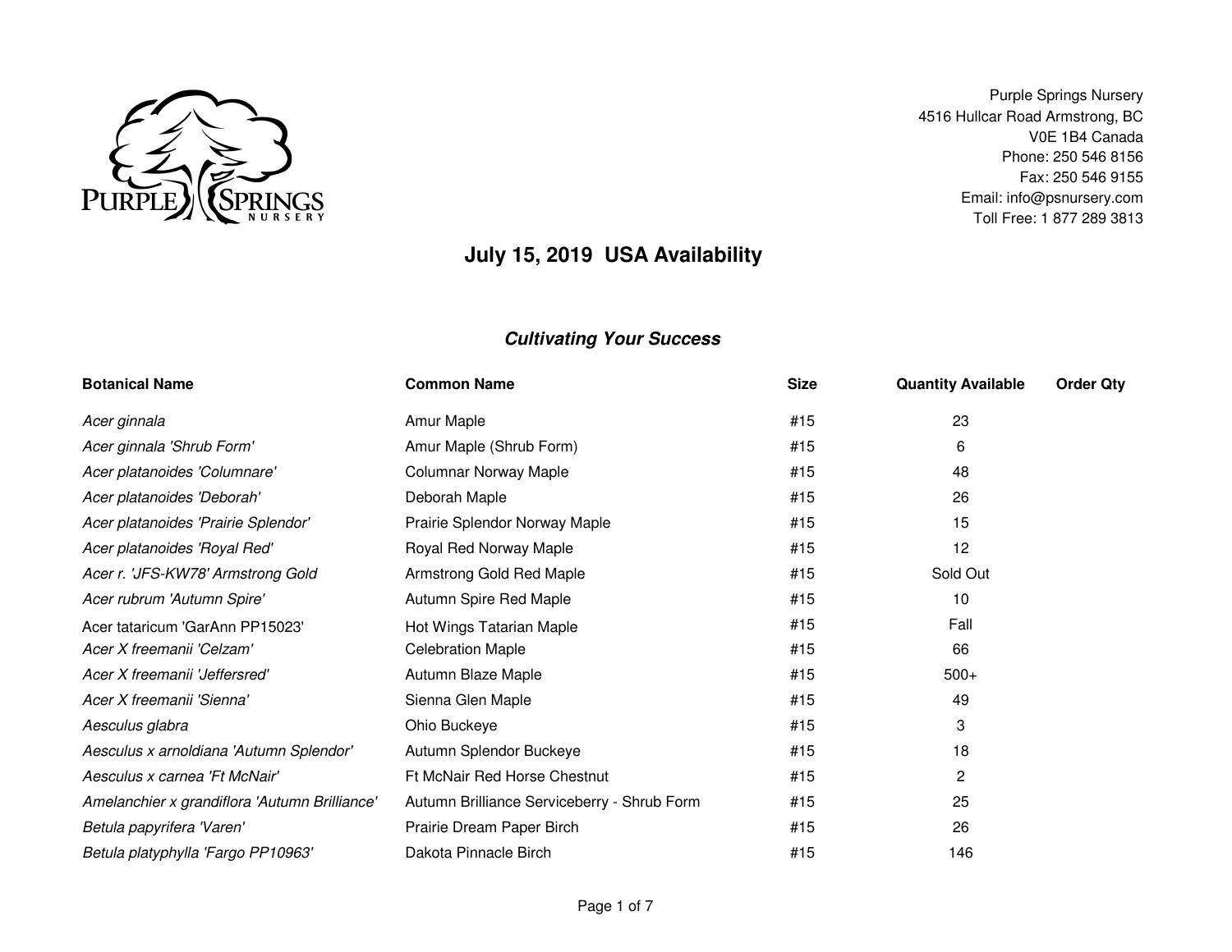Purple Springs Nursery
4516 Hullcar Road Armstrong, BC
V0E 1B4 Canada
Phone: 250 546 8156
Fax: 250 546 9155
Email: info@psnursery.com
Toll Free: 1 877 289 3813

# July 15, 2019 USA Availability

## *Cultivating Your Success*

| Botanical Name | Common Name | Size | Quantity Available | Order Qty |
|---|---|---|---|---|
| *Acer ginnala* | Amur Maple | #15 | 23 | |
| *Acer ginnala 'Shrub Form'* | Amur Maple (Shrub Form) | #15 | 6 | |
| *Acer platanoides 'Columnare'* | Columnar Norway Maple | #15 | 48 | |
| *Acer platanoides 'Deborah'* | Deborah Maple | #15 | 26 | |
| *Acer platanoides 'Prairie Splendor'* | Prairie Splendor Norway Maple | #15 | 15 | |
| *Acer platanoides 'Royal Red'* | Royal Red Norway Maple | #15 | 12 | |
| *Acer r. 'JFS-KW78' Armstrong Gold* | Armstrong Gold Red Maple | #15 | Sold Out | |
| *Acer rubrum 'Autumn Spire'* | Autumn Spire Red Maple | #15 | 10 | |
| Acer tataricum 'GarAnn PP15023' | Hot Wings Tatarian Maple | #15 | Fall | |
| *Acer X freemanii 'Celzam'* | Celebration Maple | #15 | 66 | |
| *Acer X freemanii 'Jeffersred'* | Autumn Blaze Maple | #15 | 500+ | |
| *Acer X freemanii 'Sienna'* | Sienna Glen Maple | #15 | 49 | |
| *Aesculus glabra* | Ohio Buckeye | #15 | 3 | |
| *Aesculus x arnoldiana 'Autumn Splendor'* | Autumn Splendor Buckeye | #15 | 18 | |
| *Aesculus x carnea 'Ft McNair'* | Ft McNair Red Horse Chestnut | #15 | 2 | |
| *Amelanchier x grandiflora 'Autumn Brilliance'* | Autumn Brilliance Serviceberry - Shrub Form | #15 | 25 | |
| *Betula papyrifera 'Varen'* | Prairie Dream Paper Birch | #15 | 26 | |
| *Betula platyphylla 'Fargo PP10963'* | Dakota Pinnacle Birch | #15 | 146 | |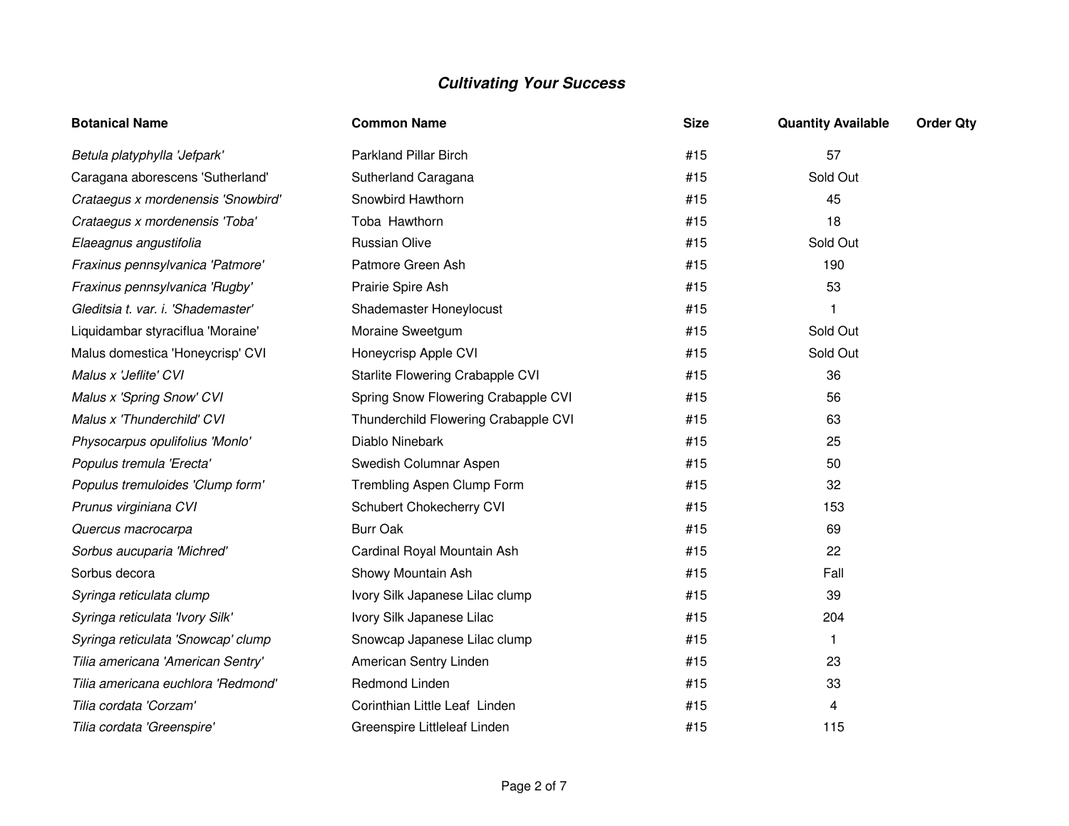## ***Cultivating Your Success***

| Botanical Name | Common Name | Size | Quantity Available | Order Qty |
|---|---|---|---|---|
| *Betula platyphylla 'Jefpark'* | Parkland Pillar Birch | #15 | 57 | |
| Caragana aborescens 'Sutherland' | Sutherland Caragana | #15 | Sold Out | |
| *Crataegus x mordenensis 'Snowbird'* | Snowbird Hawthorn | #15 | 45 | |
| *Crataegus x mordenensis 'Toba'* | Toba  Hawthorn | #15 | 18 | |
| *Elaeagnus angustifolia* | Russian Olive | #15 | Sold Out | |
| *Fraxinus pennsylvanica 'Patmore'* | Patmore Green Ash | #15 | 190 | |
| *Fraxinus pennsylvanica 'Rugby'* | Prairie Spire Ash | #15 | 53 | |
| *Gleditsia t. var. i. 'Shademaster'* | Shademaster Honeylocust | #15 | 1 | |
| Liquidambar styraciflua 'Moraine' | Moraine Sweetgum | #15 | Sold Out | |
| Malus domestica 'Honeycrisp' CVI | Honeycrisp Apple CVI | #15 | Sold Out | |
| *Malus x 'Jeflite' CVI* | Starlite Flowering Crabapple CVI | #15 | 36 | |
| *Malus x 'Spring Snow' CVI* | Spring Snow Flowering Crabapple CVI | #15 | 56 | |
| *Malus x 'Thunderchild' CVI* | Thunderchild Flowering Crabapple CVI | #15 | 63 | |
| *Physocarpus opulifolius 'Monlo'* | Diablo Ninebark | #15 | 25 | |
| *Populus tremula 'Erecta'* | Swedish Columnar Aspen | #15 | 50 | |
| *Populus tremuloides 'Clump form'* | Trembling Aspen Clump Form | #15 | 32 | |
| *Prunus virginiana CVI* | Schubert Chokecherry CVI | #15 | 153 | |
| *Quercus macrocarpa* | Burr Oak | #15 | 69 | |
| *Sorbus aucuparia 'Michred'* | Cardinal Royal Mountain Ash | #15 | 22 | |
| Sorbus decora | Showy Mountain Ash | #15 | Fall | |
| *Syringa reticulata clump* | Ivory Silk Japanese Lilac clump | #15 | 39 | |
| *Syringa reticulata 'Ivory Silk'* | Ivory Silk Japanese Lilac | #15 | 204 | |
| *Syringa reticulata 'Snowcap' clump* | Snowcap Japanese Lilac clump | #15 | 1 | |
| *Tilia americana 'American Sentry'* | American Sentry Linden | #15 | 23 | |
| *Tilia americana euchlora 'Redmond'* | Redmond Linden | #15 | 33 | |
| *Tilia cordata 'Corzam'* | Corinthian Little Leaf  Linden | #15 | 4 | |
| *Tilia cordata 'Greenspire'* | Greenspire Littleleaf Linden | #15 | 115 | |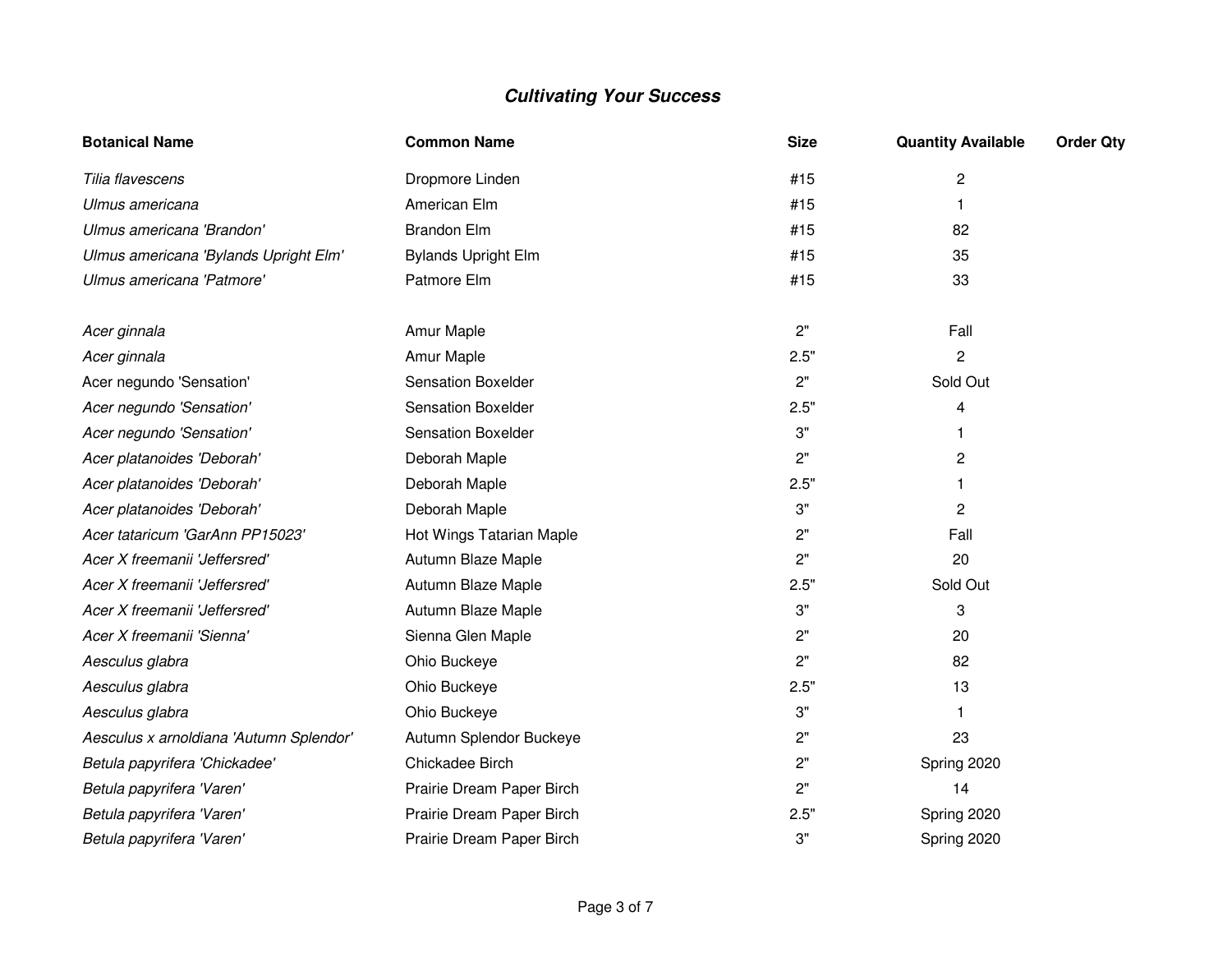### ***Cultivating Your Success***

| Botanical Name | Common Name | Size | Quantity Available | Order Qty |
|---|---|---|---|---|
| *Tilia flavescens* | Dropmore Linden | #15 | 2 | |
| *Ulmus americana* | American Elm | #15 | 1 | |
| *Ulmus americana 'Brandon'* | Brandon Elm | #15 | 82 | |
| *Ulmus americana 'Bylands Upright Elm'* | Bylands Upright Elm | #15 | 35 | |
| *Ulmus americana 'Patmore'* | Patmore Elm | #15 | 33 | |
| | | | | |
| *Acer ginnala* | Amur Maple | 2" | Fall | |
| *Acer ginnala* | Amur Maple | 2.5" | 2 | |
| Acer negundo 'Sensation' | Sensation Boxelder | 2" | Sold Out | |
| *Acer negundo 'Sensation'* | Sensation Boxelder | 2.5" | 4 | |
| *Acer negundo 'Sensation'* | Sensation Boxelder | 3" | 1 | |
| *Acer platanoides 'Deborah'* | Deborah Maple | 2" | 2 | |
| *Acer platanoides 'Deborah'* | Deborah Maple | 2.5" | 1 | |
| *Acer platanoides 'Deborah'* | Deborah Maple | 3" | 2 | |
| *Acer tataricum 'GarAnn PP15023'* | Hot Wings Tatarian Maple | 2" | Fall | |
| *Acer X freemanii 'Jeffersred'* | Autumn Blaze Maple | 2" | 20 | |
| *Acer X freemanii 'Jeffersred'* | Autumn Blaze Maple | 2.5" | Sold Out | |
| *Acer X freemanii 'Jeffersred'* | Autumn Blaze Maple | 3" | 3 | |
| *Acer X freemanii 'Sienna'* | Sienna Glen Maple | 2" | 20 | |
| *Aesculus glabra* | Ohio Buckeye | 2" | 82 | |
| *Aesculus glabra* | Ohio Buckeye | 2.5" | 13 | |
| *Aesculus glabra* | Ohio Buckeye | 3" | 1 | |
| *Aesculus x arnoldiana 'Autumn Splendor'* | Autumn Splendor Buckeye | 2" | 23 | |
| *Betula papyrifera 'Chickadee'* | Chickadee Birch | 2" | Spring 2020 | |
| *Betula papyrifera 'Varen'* | Prairie Dream Paper Birch | 2" | 14 | |
| *Betula papyrifera 'Varen'* | Prairie Dream Paper Birch | 2.5" | Spring 2020 | |
| *Betula papyrifera 'Varen'* | Prairie Dream Paper Birch | 3" | Spring 2020 | |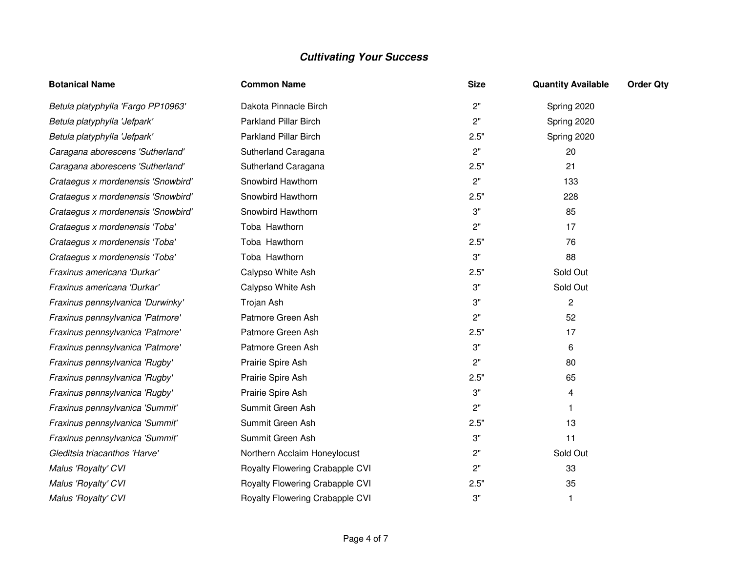## *Cultivating Your Success*

| Botanical Name | Common Name | Size | Quantity Available | Order Qty |
|---|---|---|---|---|
| *Betula platyphylla 'Fargo PP10963'* | Dakota Pinnacle Birch | 2" | Spring 2020 | |
| *Betula platyphylla 'Jefpark'* | Parkland Pillar Birch | 2" | Spring 2020 | |
| *Betula platyphylla 'Jefpark'* | Parkland Pillar Birch | 2.5" | Spring 2020 | |
| *Caragana aborescens 'Sutherland'* | Sutherland Caragana | 2" | 20 | |
| *Caragana aborescens 'Sutherland'* | Sutherland Caragana | 2.5" | 21 | |
| *Crataegus x mordenensis 'Snowbird'* | Snowbird Hawthorn | 2" | 133 | |
| *Crataegus x mordenensis 'Snowbird'* | Snowbird Hawthorn | 2.5" | 228 | |
| *Crataegus x mordenensis 'Snowbird'* | Snowbird Hawthorn | 3" | 85 | |
| *Crataegus x mordenensis 'Toba'* | Toba Hawthorn | 2" | 17 | |
| *Crataegus x mordenensis 'Toba'* | Toba Hawthorn | 2.5" | 76 | |
| *Crataegus x mordenensis 'Toba'* | Toba Hawthorn | 3" | 88 | |
| *Fraxinus americana 'Durkar'* | Calypso White Ash | 2.5" | Sold Out | |
| *Fraxinus americana 'Durkar'* | Calypso White Ash | 3" | Sold Out | |
| *Fraxinus pennsylvanica 'Durwinky'* | Trojan Ash | 3" | 2 | |
| *Fraxinus pennsylvanica 'Patmore'* | Patmore Green Ash | 2" | 52 | |
| *Fraxinus pennsylvanica 'Patmore'* | Patmore Green Ash | 2.5" | 17 | |
| *Fraxinus pennsylvanica 'Patmore'* | Patmore Green Ash | 3" | 6 | |
| *Fraxinus pennsylvanica 'Rugby'* | Prairie Spire Ash | 2" | 80 | |
| *Fraxinus pennsylvanica 'Rugby'* | Prairie Spire Ash | 2.5" | 65 | |
| *Fraxinus pennsylvanica 'Rugby'* | Prairie Spire Ash | 3" | 4 | |
| *Fraxinus pennsylvanica 'Summit'* | Summit Green Ash | 2" | 1 | |
| *Fraxinus pennsylvanica 'Summit'* | Summit Green Ash | 2.5" | 13 | |
| *Fraxinus pennsylvanica 'Summit'* | Summit Green Ash | 3" | 11 | |
| *Gleditsia triacanthos 'Harve'* | Northern Acclaim Honeylocust | 2" | Sold Out | |
| *Malus 'Royalty' CVI* | Royalty Flowering Crabapple CVI | 2" | 33 | |
| *Malus 'Royalty' CVI* | Royalty Flowering Crabapple CVI | 2.5" | 35 | |
| *Malus 'Royalty' CVI* | Royalty Flowering Crabapple CVI | 3" | 1 | |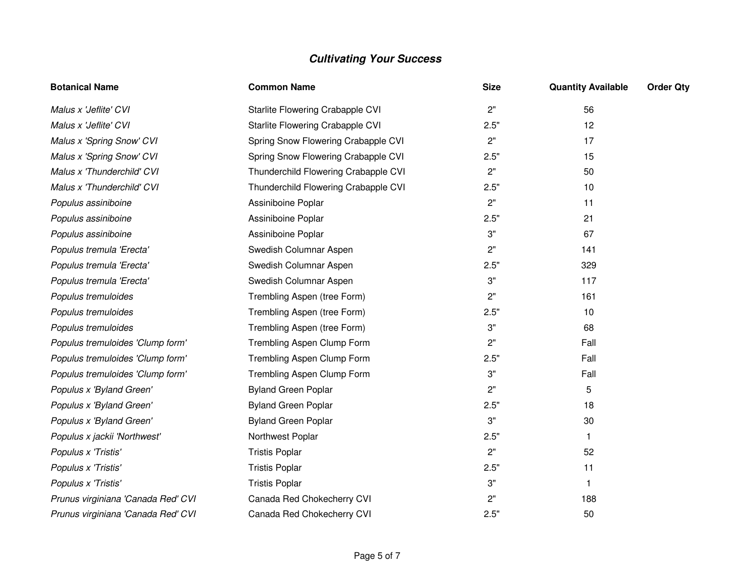## *Cultivating Your Success*

| Botanical Name | Common Name | Size | Quantity Available | Order Qty |
|---|---|---|---|---|
| *Malus x 'Jeflite' CVI* | Starlite Flowering Crabapple CVI | 2" | 56 | |
| *Malus x 'Jeflite' CVI* | Starlite Flowering Crabapple CVI | 2.5" | 12 | |
| *Malus x 'Spring Snow' CVI* | Spring Snow Flowering Crabapple CVI | 2" | 17 | |
| *Malus x 'Spring Snow' CVI* | Spring Snow Flowering Crabapple CVI | 2.5" | 15 | |
| *Malus x 'Thunderchild' CVI* | Thunderchild Flowering Crabapple CVI | 2" | 50 | |
| *Malus x 'Thunderchild' CVI* | Thunderchild Flowering Crabapple CVI | 2.5" | 10 | |
| *Populus assiniboine* | Assiniboine Poplar | 2" | 11 | |
| *Populus assiniboine* | Assiniboine Poplar | 2.5" | 21 | |
| *Populus assiniboine* | Assiniboine Poplar | 3" | 67 | |
| *Populus tremula 'Erecta'* | Swedish Columnar Aspen | 2" | 141 | |
| *Populus tremula 'Erecta'* | Swedish Columnar Aspen | 2.5" | 329 | |
| *Populus tremula 'Erecta'* | Swedish Columnar Aspen | 3" | 117 | |
| *Populus tremuloides* | Trembling Aspen (tree Form) | 2" | 161 | |
| *Populus tremuloides* | Trembling Aspen (tree Form) | 2.5" | 10 | |
| *Populus tremuloides* | Trembling Aspen (tree Form) | 3" | 68 | |
| *Populus tremuloides 'Clump form'* | Trembling Aspen Clump Form | 2" | Fall | |
| *Populus tremuloides 'Clump form'* | Trembling Aspen Clump Form | 2.5" | Fall | |
| *Populus tremuloides 'Clump form'* | Trembling Aspen Clump Form | 3" | Fall | |
| *Populus x 'Byland Green'* | Byland Green Poplar | 2" | 5 | |
| *Populus x 'Byland Green'* | Byland Green Poplar | 2.5" | 18 | |
| *Populus x 'Byland Green'* | Byland Green Poplar | 3" | 30 | |
| *Populus x jackii 'Northwest'* | Northwest Poplar | 2.5" | 1 | |
| *Populus x 'Tristis'* | Tristis Poplar | 2" | 52 | |
| *Populus x 'Tristis'* | Tristis Poplar | 2.5" | 11 | |
| *Populus x 'Tristis'* | Tristis Poplar | 3" | 1 | |
| *Prunus virginiana 'Canada Red' CVI* | Canada Red Chokecherry CVI | 2" | 188 | |
| *Prunus virginiana 'Canada Red' CVI* | Canada Red Chokecherry CVI | 2.5" | 50 | |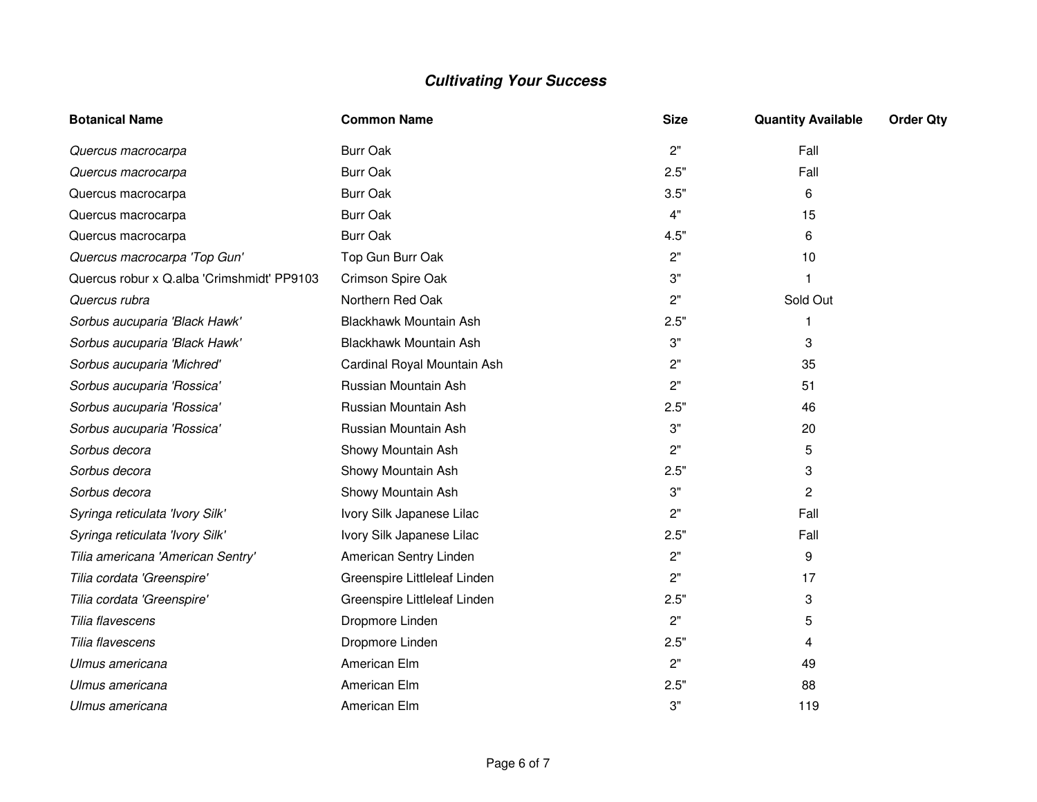## ***Cultivating Your Success***

| Botanical Name | Common Name | Size | Quantity Available | Order Qty |
|---|---|---|---|---|
| *Quercus macrocarpa* | Burr Oak | 2" | Fall | |
| *Quercus macrocarpa* | Burr Oak | 2.5" | Fall | |
| Quercus macrocarpa | Burr Oak | 3.5" | 6 | |
| Quercus macrocarpa | Burr Oak | 4" | 15 | |
| Quercus macrocarpa | Burr Oak | 4.5" | 6 | |
| *Quercus macrocarpa 'Top Gun'* | Top Gun Burr Oak | 2" | 10 | |
| Quercus robur x Q.alba 'Crimshmidt' PP9103 | Crimson Spire Oak | 3" | 1 | |
| *Quercus rubra* | Northern Red Oak | 2" | Sold Out | |
| *Sorbus aucuparia 'Black Hawk'* | Blackhawk Mountain Ash | 2.5" | 1 | |
| *Sorbus aucuparia 'Black Hawk'* | Blackhawk Mountain Ash | 3" | 3 | |
| *Sorbus aucuparia 'Michred'* | Cardinal Royal Mountain Ash | 2" | 35 | |
| *Sorbus aucuparia 'Rossica'* | Russian Mountain Ash | 2" | 51 | |
| *Sorbus aucuparia 'Rossica'* | Russian Mountain Ash | 2.5" | 46 | |
| *Sorbus aucuparia 'Rossica'* | Russian Mountain Ash | 3" | 20 | |
| *Sorbus decora* | Showy Mountain Ash | 2" | 5 | |
| *Sorbus decora* | Showy Mountain Ash | 2.5" | 3 | |
| *Sorbus decora* | Showy Mountain Ash | 3" | 2 | |
| *Syringa reticulata 'Ivory Silk'* | Ivory Silk Japanese Lilac | 2" | Fall | |
| *Syringa reticulata 'Ivory Silk'* | Ivory Silk Japanese Lilac | 2.5" | Fall | |
| *Tilia americana 'American Sentry'* | American Sentry Linden | 2" | 9 | |
| *Tilia cordata 'Greenspire'* | Greenspire Littleleaf Linden | 2" | 17 | |
| *Tilia cordata 'Greenspire'* | Greenspire Littleleaf Linden | 2.5" | 3 | |
| *Tilia flavescens* | Dropmore Linden | 2" | 5 | |
| *Tilia flavescens* | Dropmore Linden | 2.5" | 4 | |
| *Ulmus americana* | American Elm | 2" | 49 | |
| *Ulmus americana* | American Elm | 2.5" | 88 | |
| *Ulmus americana* | American Elm | 3" | 119 | |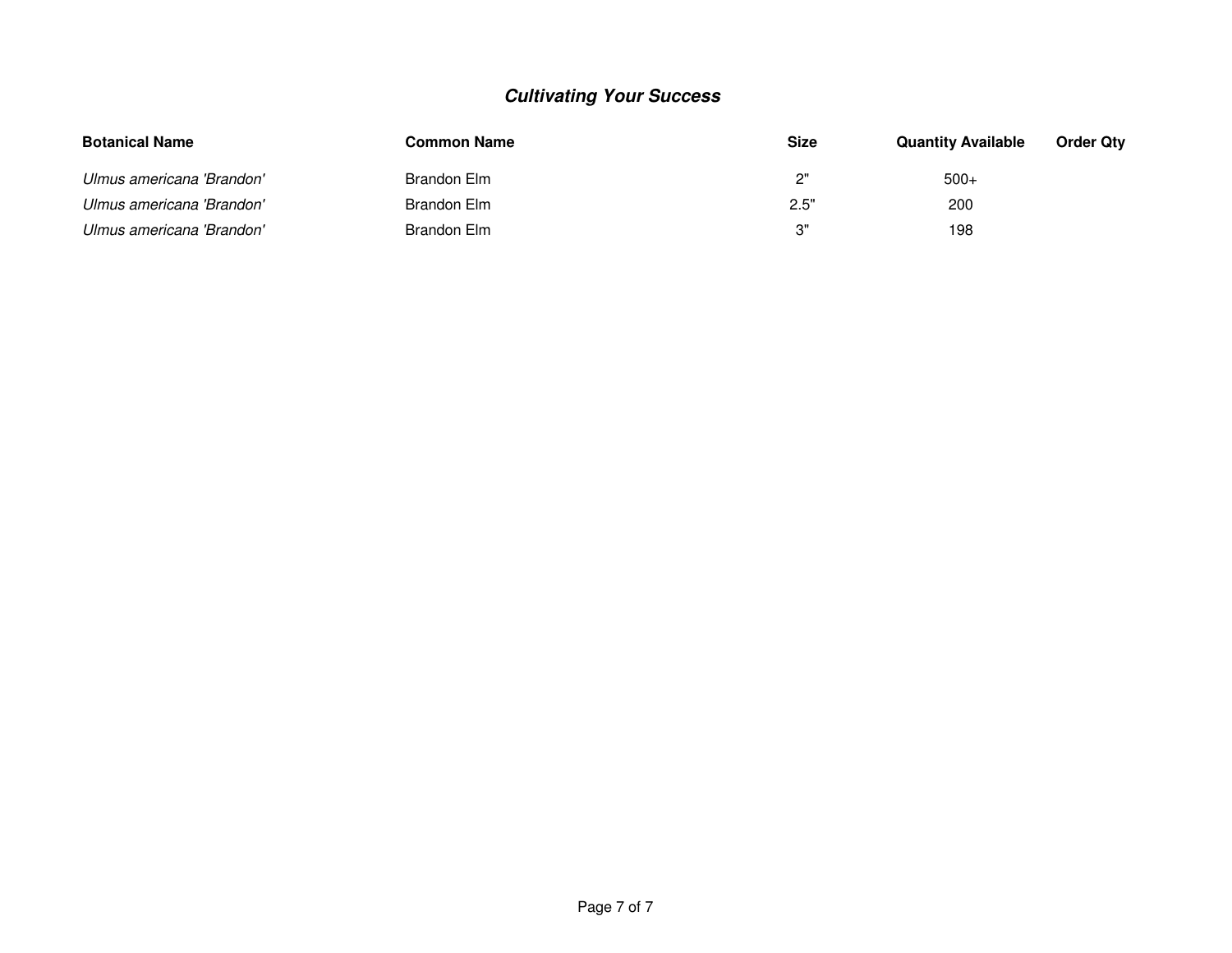*Cultivating Your Success*

| Botanical Name | Common Name | Size | Quantity Available | Order Qty |
|---|---|---|---|---|
| *Ulmus americana 'Brandon'* | Brandon Elm | 2" | 500+ | |
| *Ulmus americana 'Brandon'* | Brandon Elm | 2.5" | 200 | |
| *Ulmus americana 'Brandon'* | Brandon Elm | 3" | 198 | |